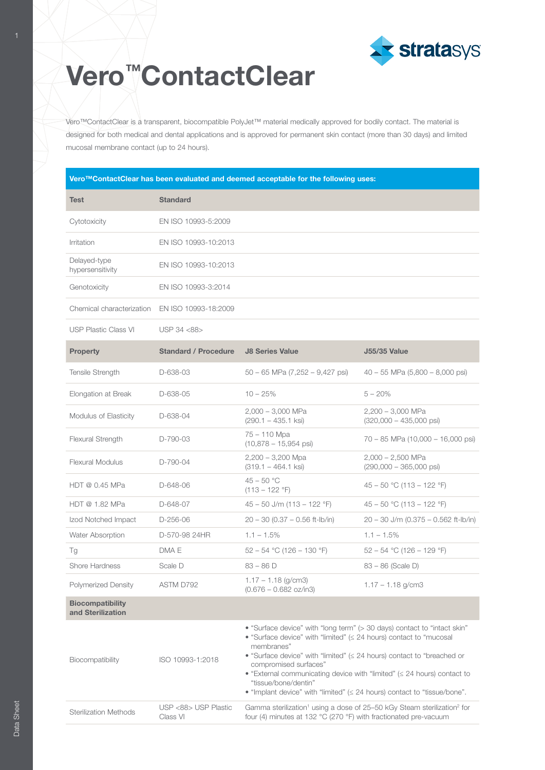# Vero™ContactClear

Vero™ContactClear is a transparent, biocompatible PolyJet™ material medically approved for bodily contact. The material is designed for both medical and dental applications and is approved for permanent skin contact (more than 30 days) and limited mucosal membrane contact (up to 24 hours).

**Vero™ContactClear has been evaluated and deemed acceptable for the following uses:**

| Test | Standard |
|---|---|
| Cytotoxicity | EN ISO 10993-5:2009 |
| Irritation | EN ISO 10993-10:2013 |
| Delayed-type hypersensitivity | EN ISO 10993-10:2013 |
| Genotoxicity | EN ISO 10993-3:2014 |
| Chemical characterization | EN ISO 10993-18:2009 |
| USP Plastic Class VI | USP 34 <88> |

| Property | Standard / Procedure | J8 Series Value | J55/35 Value |
|---|---|---|---|
| Tensile Strength | D-638-03 | 50 – 65 MPa (7,252 – 9,427 psi) | 40 – 55 MPa (5,800 – 8,000 psi) |
| Elongation at Break | D-638-05 | 10 – 25% | 5 – 20% |
| Modulus of Elasticity | D-638-04 | 2,000 – 3,000 MPa (290.1 – 435.1 ksi) | 2,200 – 3,000 MPa (320,000 – 435,000 psi) |
| Flexural Strength | D-790-03 | 75 – 110 Mpa (10,878 – 15,954 psi) | 70 – 85 MPa (10,000 – 16,000 psi) |
| Flexural Modulus | D-790-04 | 2,200 – 3,200 Mpa (319.1 – 464.1 ksi) | 2,000 – 2,500 MPa (290,000 – 365,000 psi) |
| HDT @ 0.45 MPa | D-648-06 | 45 – 50 °C (113 – 122 °F) | 45 – 50 °C (113 – 122 °F) |
| HDT @ 1.82 MPa | D-648-07 | 45 – 50 J/m (113 – 122 °F) | 45 – 50 °C (113 – 122 °F) |
| Izod Notched Impact | D-256-06 | 20 – 30 (0.37 – 0.56 ft-lb/in) | 20 – 30 J/m (0.375 – 0.562 ft-lb/in) |
| Water Absorption | D-570-98 24HR | 1.1 – 1.5% | 1.1 – 1.5% |
| Tg | DMA E | 52 – 54 °C (126 – 130 °F) | 52 – 54 °C (126 – 129 °F) |
| Shore Hardness | Scale D | 83 – 86 D | 83 – 86 (Scale D) |
| Polymerized Density | ASTM D792 | 1.17 – 1.18 (g/cm3) (0.676 – 0.682 oz/in3) | 1.17 – 1.18 g/cm3 |

| Biocompatibility and Sterilization | | |
|---|---|---|
| Biocompatibility | ISO 10993-1:2018 | • "Surface device" with "long term" (> 30 days) contact to "intact skin"<br>• "Surface device" with "limited" (≤ 24 hours) contact to "mucosal membranes"<br>• "Surface device" with "limited" (≤ 24 hours) contact to "breached or compromised surfaces"<br>• "External communicating device with "limited" (≤ 24 hours) contact to "tissue/bone/dentin"<br>• "Implant device" with "limited" (≤ 24 hours) contact to "tissue/bone". |
| Sterilization Methods | USP <88> USP Plastic Class VI | Gamma sterilization[1] using a dose of 25–50 kGy Steam sterilization[2] for four (4) minutes at 132 °C (270 °F) with fractionated pre-vacuum |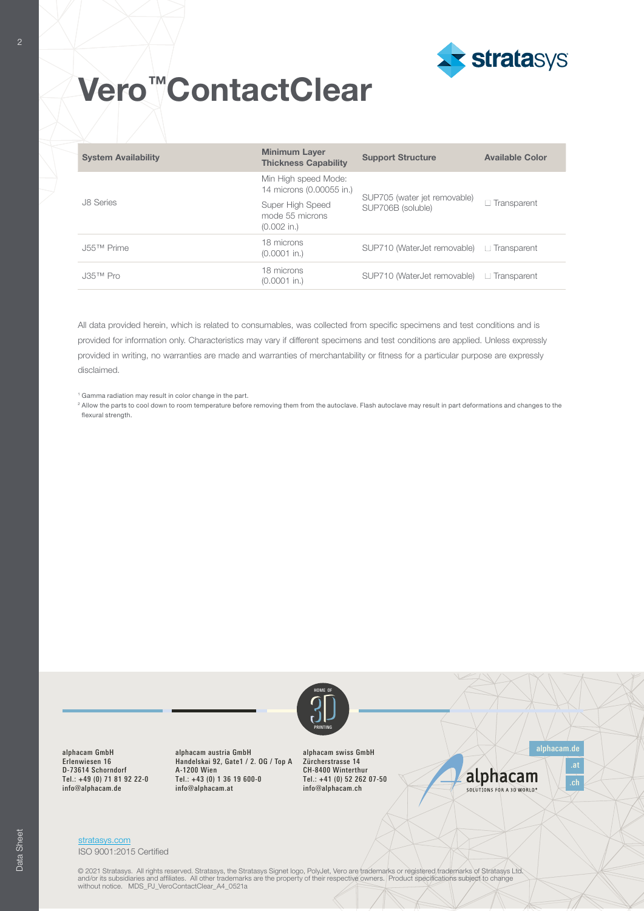# Vero™ContactClear

| System Availability | Minimum Layer Thickness Capability | Support Structure | Available Color |
|---|---|---|---|
| J8 Series | Min High speed Mode: 14 microns (0.00055 in.)<br>Super High Speed mode 55 microns (0.002 in.) | SUP705 (water jet removable)<br>SUP706B (soluble) | ☐ Transparent |
| J55™ Prime | 18 microns (0.0001 in.) | SUP710 (WaterJet removable) | ☐ Transparent |
| J35™ Pro | 18 microns (0.0001 in.) | SUP710 (WaterJet removable) | ☐ Transparent |

All data provided herein, which is related to consumables, was collected from specific specimens and test conditions and is provided for information only. Characteristics may vary if different specimens and test conditions are applied. Unless expressly provided in writing, no warranties are made and warranties of merchantability or fitness for a particular purpose are expressly disclaimed.

[1] Gamma radiation may result in color change in the part.

[2] Allow the parts to cool down to room temperature before removing them from the autoclave. Flash autoclave may result in part deformations and changes to the flexural strength.

alphacam GmbH
Erlenwiesen 16
D-73614 Schorndorf
Tel.: +49 (0) 71 81 92 22-0
info@alphacam.de

alphacam austria GmbH
Handelskai 92, Gate1 / 2. OG / Top A
A-1200 Wien
Tel.: +43 (0) 1 36 19 600-0
info@alphacam.at

alphacam swiss GmbH
Zürcherstrasse 14
CH-8400 Winterthur
Tel.: +41 (0) 52 262 07-50
info@alphacam.ch

alphacam SOLUTIONS FOR A 3D WORLD

alphacam.de .at .ch

stratasys.com
ISO 9001:2015 Certified

© 2021 Stratasys. All rights reserved. Stratasys, the Stratasys Signet logo, PolyJet, Vero are trademarks or registered trademarks of Stratasys Ltd. and/or its subsidiaries and affiliates. All other trademarks are the property of their respective owners. Product specifications subject to change without notice. MDS_PJ_VeroContactClear_A4_0521a